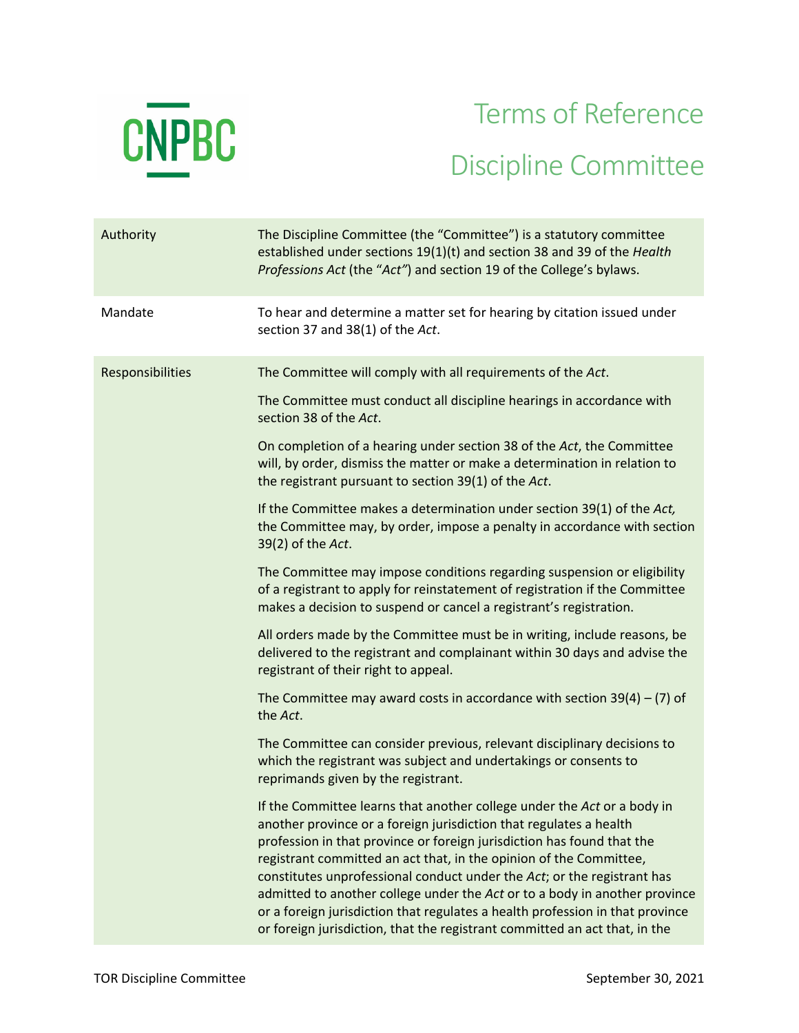CNPBC

# Terms of Reference

# Discipline Committee

| | |
|---|---|
| Authority | The Discipline Committee (the "Committee") is a statutory committee established under sections 19(1)(t) and section 38 and 39 of the *Health Professions Act* (the "*Act"*) and section 19 of the College's bylaws. |
| Mandate | To hear and determine a matter set for hearing by citation issued under section 37 and 38(1) of the *Act*. |
| Responsibilities | The Committee will comply with all requirements of the *Act*.<br><br>The Committee must conduct all discipline hearings in accordance with section 38 of the *Act*.<br><br>On completion of a hearing under section 38 of the *Act*, the Committee will, by order, dismiss the matter or make a determination in relation to the registrant pursuant to section 39(1) of the *Act*.<br><br>If the Committee makes a determination under section 39(1) of the *Act,* the Committee may, by order, impose a penalty in accordance with section 39(2) of the *Act*.<br><br>The Committee may impose conditions regarding suspension or eligibility of a registrant to apply for reinstatement of registration if the Committee makes a decision to suspend or cancel a registrant's registration.<br><br>All orders made by the Committee must be in writing, include reasons, be delivered to the registrant and complainant within 30 days and advise the registrant of their right to appeal.<br><br>The Committee may award costs in accordance with section 39(4) – (7) of the *Act*.<br><br>The Committee can consider previous, relevant disciplinary decisions to which the registrant was subject and undertakings or consents to reprimands given by the registrant.<br><br>If the Committee learns that another college under the *Act* or a body in another province or a foreign jurisdiction that regulates a health profession in that province or foreign jurisdiction has found that the registrant committed an act that, in the opinion of the Committee, constitutes unprofessional conduct under the *Act*; or the registrant has admitted to another college under the *Act* or to a body in another province or a foreign jurisdiction that regulates a health profession in that province or foreign jurisdiction, that the registrant committed an act that, in the |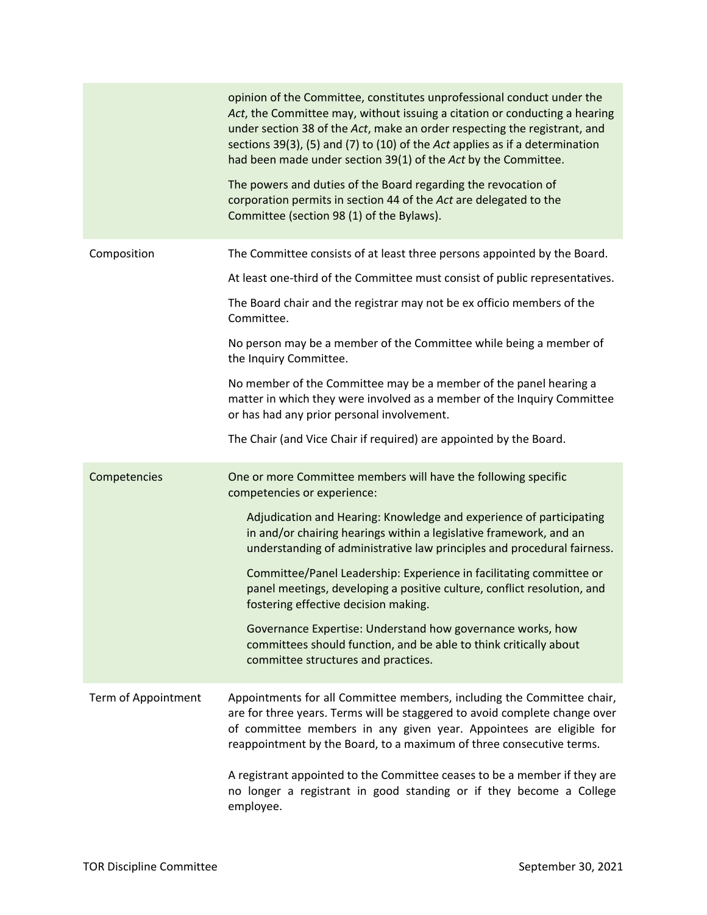| | |
|---|---|
| | opinion of the Committee, constitutes unprofessional conduct under the *Act*, the Committee may, without issuing a citation or conducting a hearing under section 38 of the *Act*, make an order respecting the registrant, and sections 39(3), (5) and (7) to (10) of the *Act* applies as if a determination had been made under section 39(1) of the *Act* by the Committee.<br><br>The powers and duties of the Board regarding the revocation of corporation permits in section 44 of the *Act* are delegated to the Committee (section 98 (1) of the Bylaws). |
| Composition | The Committee consists of at least three persons appointed by the Board.<br><br>At least one-third of the Committee must consist of public representatives.<br><br>The Board chair and the registrar may not be ex officio members of the Committee.<br><br>No person may be a member of the Committee while being a member of the Inquiry Committee.<br><br>No member of the Committee may be a member of the panel hearing a matter in which they were involved as a member of the Inquiry Committee or has had any prior personal involvement.<br><br>The Chair (and Vice Chair if required) are appointed by the Board. |
| Competencies | One or more Committee members will have the following specific competencies or experience:<br><br>Adjudication and Hearing: Knowledge and experience of participating in and/or chairing hearings within a legislative framework, and an understanding of administrative law principles and procedural fairness.<br><br>Committee/Panel Leadership: Experience in facilitating committee or panel meetings, developing a positive culture, conflict resolution, and fostering effective decision making.<br><br>Governance Expertise: Understand how governance works, how committees should function, and be able to think critically about committee structures and practices. |
| Term of Appointment | Appointments for all Committee members, including the Committee chair, are for three years. Terms will be staggered to avoid complete change over of committee members in any given year. Appointees are eligible for reappointment by the Board, to a maximum of three consecutive terms.<br><br>A registrant appointed to the Committee ceases to be a member if they are no longer a registrant in good standing or if they become a College employee. |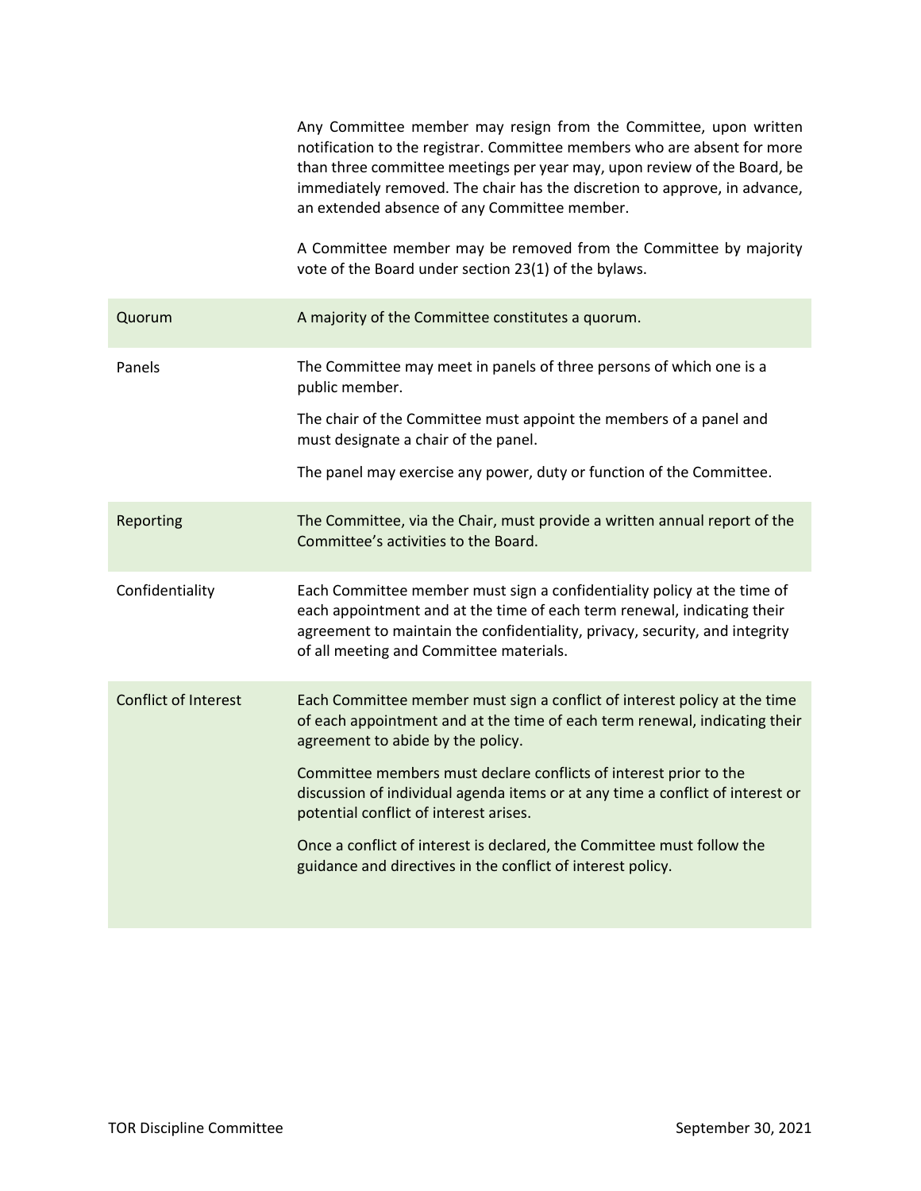| | |
|---|---|
| | Any Committee member may resign from the Committee, upon written notification to the registrar. Committee members who are absent for more than three committee meetings per year may, upon review of the Board, be immediately removed. The chair has the discretion to approve, in advance, an extended absence of any Committee member.<br><br>A Committee member may be removed from the Committee by majority vote of the Board under section 23(1) of the bylaws. |
| Quorum | A majority of the Committee constitutes a quorum. |
| Panels | The Committee may meet in panels of three persons of which one is a public member.<br><br>The chair of the Committee must appoint the members of a panel and must designate a chair of the panel.<br><br>The panel may exercise any power, duty or function of the Committee. |
| Reporting | The Committee, via the Chair, must provide a written annual report of the Committee's activities to the Board. |
| Confidentiality | Each Committee member must sign a confidentiality policy at the time of each appointment and at the time of each term renewal, indicating their agreement to maintain the confidentiality, privacy, security, and integrity of all meeting and Committee materials. |
| Conflict of Interest | Each Committee member must sign a conflict of interest policy at the time of each appointment and at the time of each term renewal, indicating their agreement to abide by the policy.<br><br>Committee members must declare conflicts of interest prior to the discussion of individual agenda items or at any time a conflict of interest or potential conflict of interest arises.<br><br>Once a conflict of interest is declared, the Committee must follow the guidance and directives in the conflict of interest policy. |